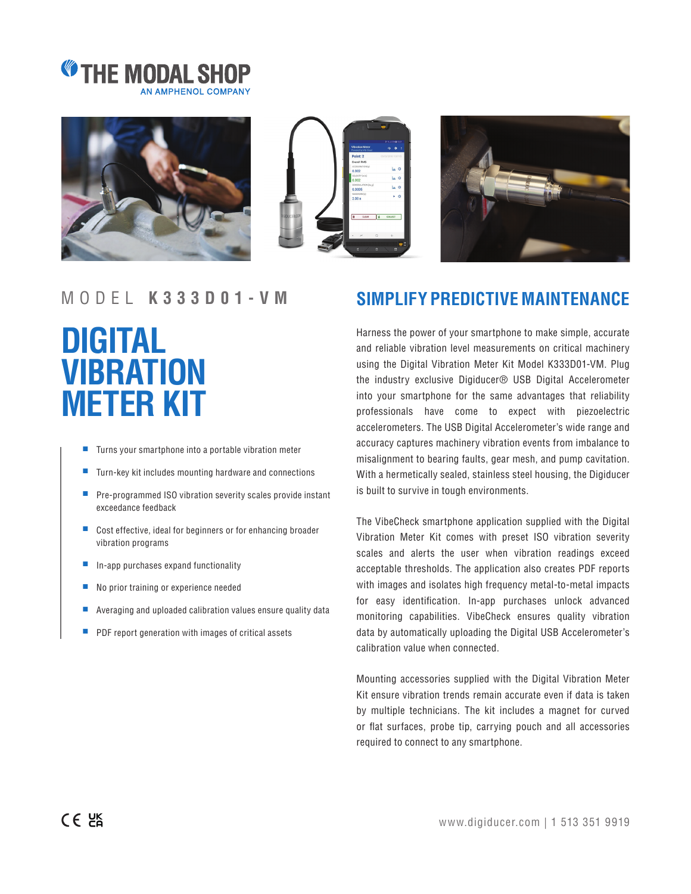THE MODAL SHOP
AN AMPHENOL COMPANY

MODEL **K333D01-VM**

# DIGITAL VIBRATION METER KIT

- Turns your smartphone into a portable vibration meter
- Turn-key kit includes mounting hardware and connections
- Pre-programmed ISO vibration severity scales provide instant exceedance feedback
- Cost effective, ideal for beginners or for enhancing broader vibration programs
- In-app purchases expand functionality
- No prior training or experience needed
- Averaging and uploaded calibration values ensure quality data
- PDF report generation with images of critical assets

## SIMPLIFY PREDICTIVE MAINTENANCE

Harness the power of your smartphone to make simple, accurate and reliable vibration level measurements on critical machinery using the Digital Vibration Meter Kit Model K333D01-VM. Plug the industry exclusive Digiducer® USB Digital Accelerometer into your smartphone for the same advantages that reliability professionals have come to expect with piezoelectric accelerometers. The USB Digital Accelerometer's wide range and accuracy captures machinery vibration events from imbalance to misalignment to bearing faults, gear mesh, and pump cavitation. With a hermetically sealed, stainless steel housing, the Digiducer is built to survive in tough environments.

The VibeCheck smartphone application supplied with the Digital Vibration Meter Kit comes with preset ISO vibration severity scales and alerts the user when vibration readings exceed acceptable thresholds. The application also creates PDF reports with images and isolates high frequency metal-to-metal impacts for easy identification. In-app purchases unlock advanced monitoring capabilities. VibeCheck ensures quality vibration data by automatically uploading the Digital USB Accelerometer's calibration value when connected.

Mounting accessories supplied with the Digital Vibration Meter Kit ensure vibration trends remain accurate even if data is taken by multiple technicians. The kit includes a magnet for curved or flat surfaces, probe tip, carrying pouch and all accessories required to connect to any smartphone.

CE UKCA

www.digiducer.com | 1 513 351 9919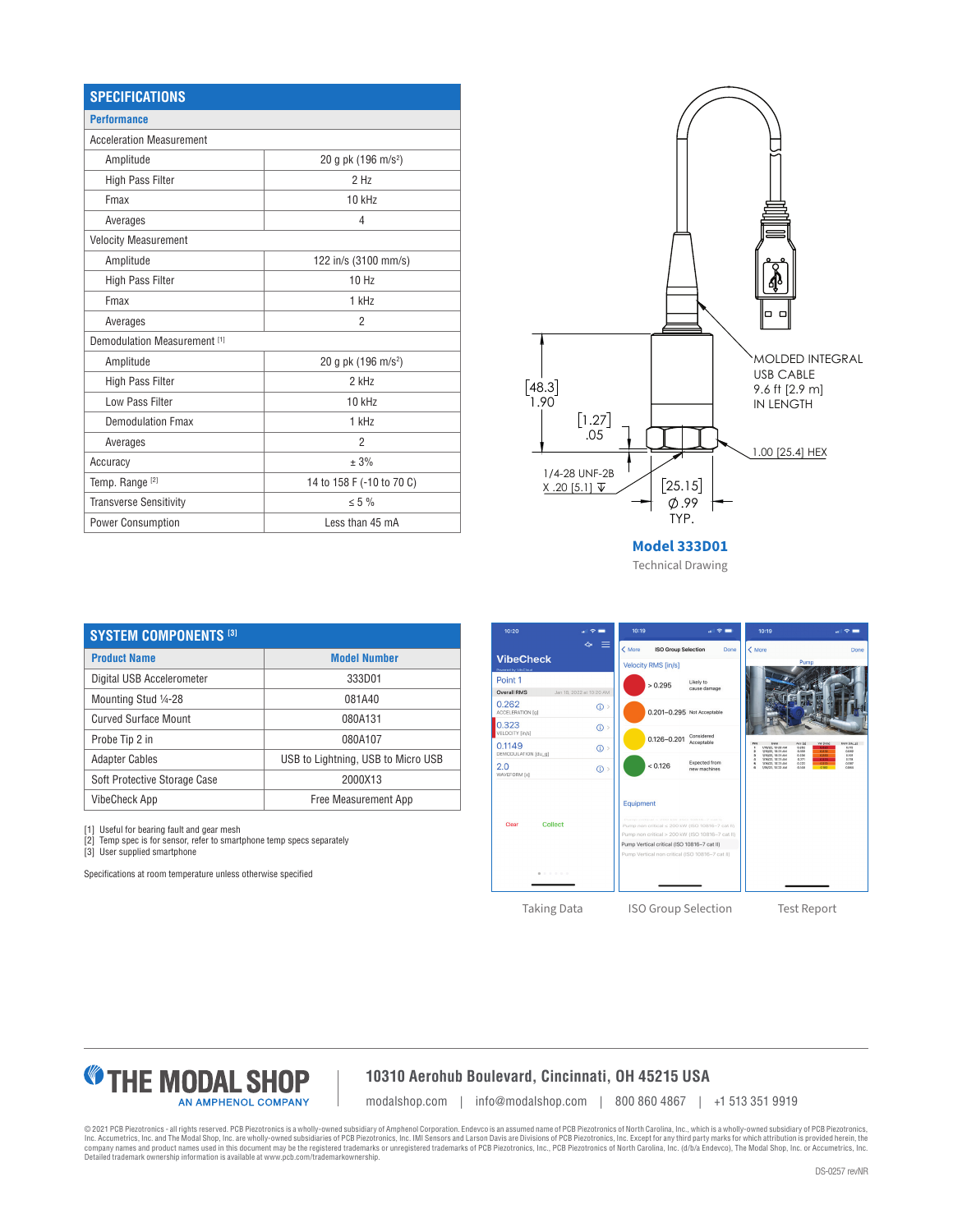## SPECIFICATIONS

| Performance | |
|---|---|
| Acceleration Measurement | |
| Amplitude | 20 g pk (196 m/s²) |
| High Pass Filter | 2 Hz |
| Fmax | 10 kHz |
| Averages | 4 |
| Velocity Measurement | |
| Amplitude | 122 in/s (3100 mm/s) |
| High Pass Filter | 10 Hz |
| Fmax | 1 kHz |
| Averages | 2 |
| Demodulation Measurement [1] | |
| Amplitude | 20 g pk (196 m/s²) |
| High Pass Filter | 2 kHz |
| Low Pass Filter | 10 kHz |
| Demodulation Fmax | 1 kHz |
| Averages | 2 |
| Accuracy | ± 3% |
| Temp. Range [2] | 14 to 158 F (-10 to 70 C) |
| Transverse Sensitivity | ≤ 5 % |
| Power Consumption | Less than 45 mA |

[48.3]
1.90

[1.27]
.05

1/4-28 UNF-2B
X .20 [5.1]

[25.15]
Ø .99
TYP.

MOLDED INTEGRAL
USB CABLE
9.6 ft [2.9 m]
IN LENGTH

1.00 [25.4] HEX

**Model 333D01**

Technical Drawing

## SYSTEM COMPONENTS [3]

| Product Name | Model Number |
|---|---|
| Digital USB Accelerometer | 333D01 |
| Mounting Stud ¼-28 | 081A40 |
| Curved Surface Mount | 080A131 |
| Probe Tip 2 in | 080A107 |
| Adapter Cables | USB to Lightning, USB to Micro USB |
| Soft Protective Storage Case | 2000X13 |
| VibeCheck App | Free Measurement App |

[1] Useful for bearing fault and gear mesh
[2] Temp spec is for sensor, refer to smartphone temp specs separately
[3] User supplied smartphone

Specifications at room temperature unless otherwise specified

Taking Data | ISO Group Selection | Test Report

**THE MODAL SHOP**
AN AMPHENOL COMPANY

**10310 Aerohub Boulevard, Cincinnati, OH 45215 USA**

modalshop.com | info@modalshop.com | 800 860 4867 | +1 513 351 9919

© 2021 PCB Piezotronics - all rights reserved. PCB Piezotronics is a wholly-owned subsidiary of Amphenol Corporation. Endevco is an assumed name of PCB Piezotronics of North Carolina, Inc., which is a wholly-owned subsidiary of PCB Piezotronics, Inc. Accumetrics, Inc. and The Modal Shop, Inc. are wholly-owned subsidiaries of PCB Piezotronics, Inc. IMI Sensors and Larson Davis are Divisions of PCB Piezotronics, Inc. Except for any third party marks for which attribution is provided herein, the company names and product names used in this document may be the registered trademarks or unregistered trademarks of PCB Piezotronics, Inc., PCB Piezotronics of North Carolina, Inc. (d/b/a Endevco), The Modal Shop, Inc. or Accumetrics, Inc. Detailed trademark ownership information is available at www.pcb.com/trademarkownership.

DS-0257 revNR